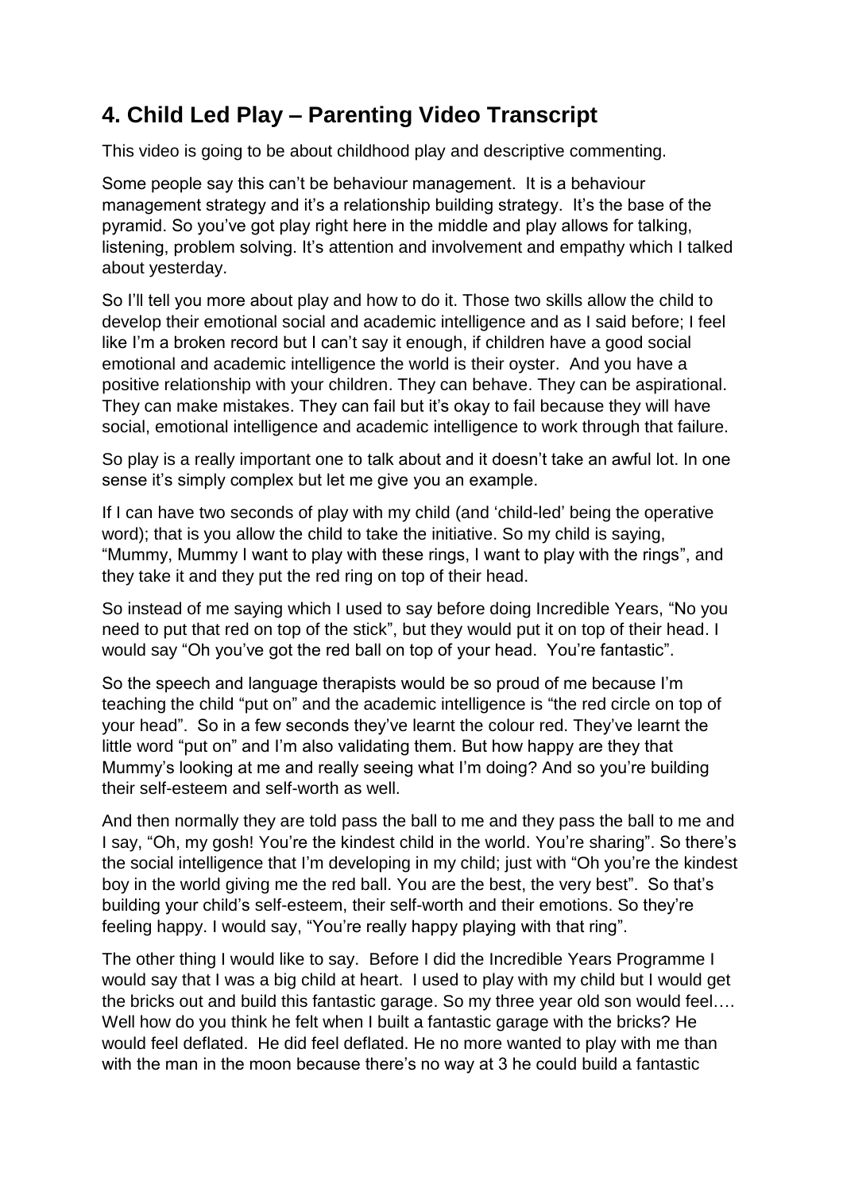## 4. Child Led Play – Parenting Video Transcript

This video is going to be about childhood play and descriptive commenting.

Some people say this can't be behaviour management. It is a behaviour management strategy and it's a relationship building strategy. It's the base of the pyramid. So you've got play right here in the middle and play allows for talking, listening, problem solving. It's attention and involvement and empathy which I talked about yesterday.

So I'll tell you more about play and how to do it. Those two skills allow the child to develop their emotional social and academic intelligence and as I said before; I feel like I'm a broken record but I can't say it enough, if children have a good social emotional and academic intelligence the world is their oyster. And you have a positive relationship with your children. They can behave. They can be aspirational. They can make mistakes. They can fail but it's okay to fail because they will have social, emotional intelligence and academic intelligence to work through that failure.

So play is a really important one to talk about and it doesn't take an awful lot. In one sense it's simply complex but let me give you an example.

If I can have two seconds of play with my child (and 'child-led' being the operative word); that is you allow the child to take the initiative. So my child is saying, "Mummy, Mummy I want to play with these rings, I want to play with the rings", and they take it and they put the red ring on top of their head.

So instead of me saying which I used to say before doing Incredible Years, "No you need to put that red on top of the stick", but they would put it on top of their head. I would say "Oh you've got the red ball on top of your head. You're fantastic".

So the speech and language therapists would be so proud of me because I'm teaching the child "put on" and the academic intelligence is "the red circle on top of your head". So in a few seconds they've learnt the colour red. They've learnt the little word "put on" and I'm also validating them. But how happy are they that Mummy's looking at me and really seeing what I'm doing? And so you're building their self-esteem and self-worth as well.

And then normally they are told pass the ball to me and they pass the ball to me and I say, "Oh, my gosh! You're the kindest child in the world. You're sharing". So there's the social intelligence that I'm developing in my child; just with "Oh you're the kindest boy in the world giving me the red ball. You are the best, the very best". So that's building your child's self-esteem, their self-worth and their emotions. So they're feeling happy. I would say, "You're really happy playing with that ring".

The other thing I would like to say. Before I did the Incredible Years Programme I would say that I was a big child at heart. I used to play with my child but I would get the bricks out and build this fantastic garage. So my three year old son would feel…. Well how do you think he felt when I built a fantastic garage with the bricks? He would feel deflated. He did feel deflated. He no more wanted to play with me than with the man in the moon because there's no way at 3 he could build a fantastic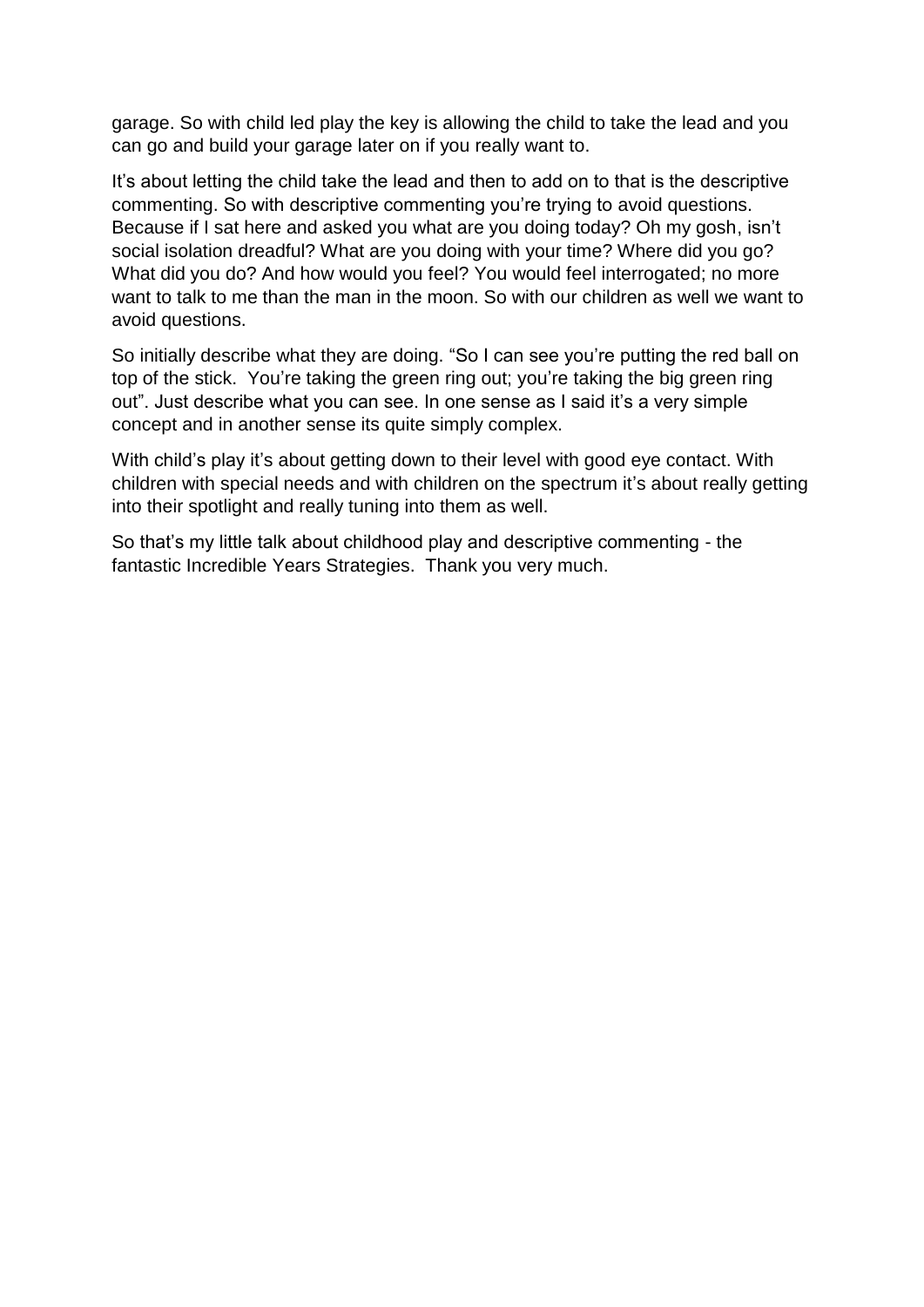garage. So with child led play the key is allowing the child to take the lead and you can go and build your garage later on if you really want to.

It's about letting the child take the lead and then to add on to that is the descriptive commenting. So with descriptive commenting you're trying to avoid questions. Because if I sat here and asked you what are you doing today? Oh my gosh, isn't social isolation dreadful? What are you doing with your time? Where did you go? What did you do? And how would you feel? You would feel interrogated; no more want to talk to me than the man in the moon. So with our children as well we want to avoid questions.

So initially describe what they are doing. "So I can see you're putting the red ball on top of the stick. You're taking the green ring out; you're taking the big green ring out". Just describe what you can see. In one sense as I said it's a very simple concept and in another sense its quite simply complex.

With child's play it's about getting down to their level with good eye contact. With children with special needs and with children on the spectrum it's about really getting into their spotlight and really tuning into them as well.

So that's my little talk about childhood play and descriptive commenting - the fantastic Incredible Years Strategies. Thank you very much.